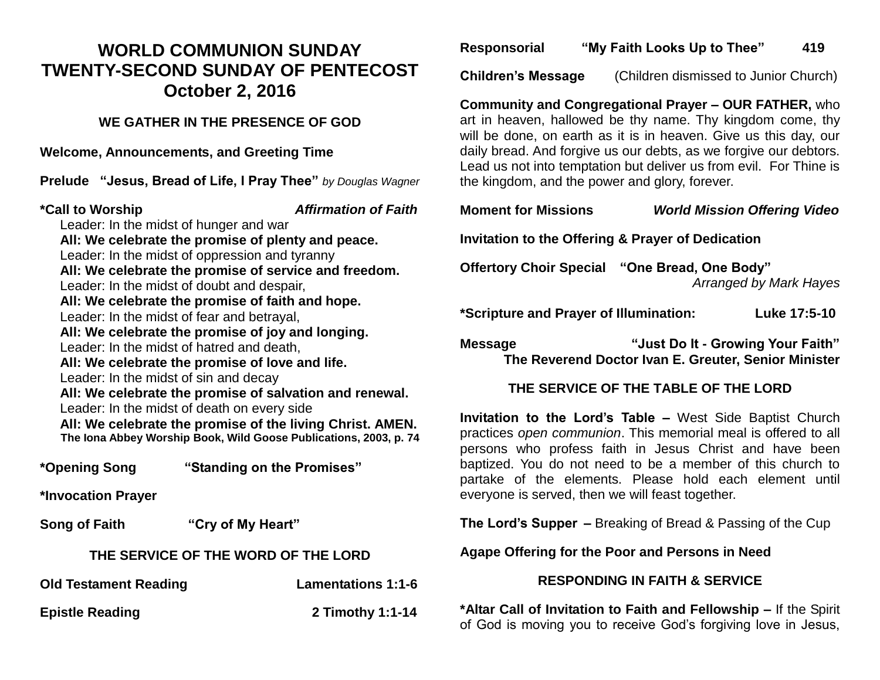# WORLD COMMUNION SUNDAY
# TWENTY-SECOND SUNDAY OF PENTECOST
# October 2, 2016

## WE GATHER IN THE PRESENCE OF GOD

**Welcome, Announcements, and Greeting Time**

**Prelude "Jesus, Bread of Life, I Pray Thee"** *by Douglas Wagner*

**\*Call to Worship** ***Affirmation of Faith***

Leader: In the midst of hunger and war
**All: We celebrate the promise of plenty and peace.**
Leader: In the midst of oppression and tyranny
**All: We celebrate the promise of service and freedom.**
Leader: In the midst of doubt and despair,
**All: We celebrate the promise of faith and hope.**
Leader: In the midst of fear and betrayal,
**All: We celebrate the promise of joy and longing.**
Leader: In the midst of hatred and death,
**All: We celebrate the promise of love and life.**
Leader: In the midst of sin and decay
**All: We celebrate the promise of salvation and renewal.**
Leader: In the midst of death on every side
**All: We celebrate the promise of the living Christ. AMEN.**
**The Iona Abbey Worship Book, Wild Goose Publications, 2003, p. 74**

**\*Opening Song "Standing on the Promises"**

**\*Invocation Prayer**

**Song of Faith "Cry of My Heart"**

## THE SERVICE OF THE WORD OF THE LORD

**Old Testament Reading Lamentations 1:1-6**

**Epistle Reading 2 Timothy 1:1-14**

**Responsorial "My Faith Looks Up to Thee" 419**

**Children's Message** (Children dismissed to Junior Church)

**Community and Congregational Prayer – OUR FATHER,** who art in heaven, hallowed be thy name. Thy kingdom come, thy will be done, on earth as it is in heaven. Give us this day, our daily bread. And forgive us our debts, as we forgive our debtors. Lead us not into temptation but deliver us from evil. For Thine is the kingdom, and the power and glory, forever.

**Moment for Missions** ***World Mission Offering Video***

**Invitation to the Offering & Prayer of Dedication**

**Offertory Choir Special "One Bread, One Body"**
*Arranged by Mark Hayes*

**\*Scripture and Prayer of Illumination: Luke 17:5-10**

**Message "Just Do It - Growing Your Faith"**
**The Reverend Doctor Ivan E. Greuter, Senior Minister**

## THE SERVICE OF THE TABLE OF THE LORD

**Invitation to the Lord's Table –** West Side Baptist Church practices *open communion*. This memorial meal is offered to all persons who profess faith in Jesus Christ and have been baptized. You do not need to be a member of this church to partake of the elements. Please hold each element until everyone is served, then we will feast together.

**The Lord's Supper –** Breaking of Bread & Passing of the Cup

**Agape Offering for the Poor and Persons in Need**

## RESPONDING IN FAITH & SERVICE

**\*Altar Call of Invitation to Faith and Fellowship –** If the Spirit of God is moving you to receive God's forgiving love in Jesus,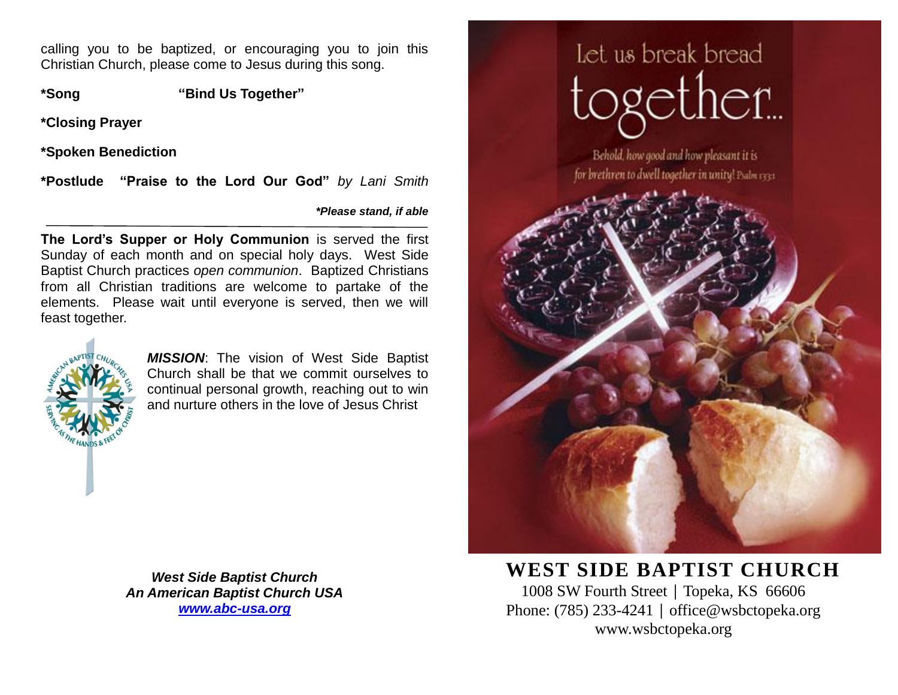calling you to be baptized, or encouraging you to join this Christian Church, please come to Jesus during this song.

**\*Song** **"Bind Us Together"**

**\*Closing Prayer**

**\*Spoken Benediction**

**\*Postlude** **"Praise to the Lord Our God"** *by Lani Smith*

***\*Please stand, if able***

---

**The Lord's Supper or Holy Communion** is served the first Sunday of each month and on special holy days. West Side Baptist Church practices *open communion*. Baptized Christians from all Christian traditions are welcome to partake of the elements. Please wait until everyone is served, then we will feast together.

***MISSION***: The vision of West Side Baptist Church shall be that we commit ourselves to continual personal growth, reaching out to win and nurture others in the love of Jesus Christ

***West Side Baptist Church***
***An American Baptist Church USA***
***[www.abc-usa.org](http://www.abc-usa.org)***

Let us break bread together...

Behold, how good and how pleasant it is for brethren to dwell together in unity! Psalm 133:1

# WEST SIDE BAPTIST CHURCH

1008 SW Fourth Street | Topeka, KS 66606
Phone: (785) 233-4241 | office@wsbctopeka.org
www.wsbctopeka.org